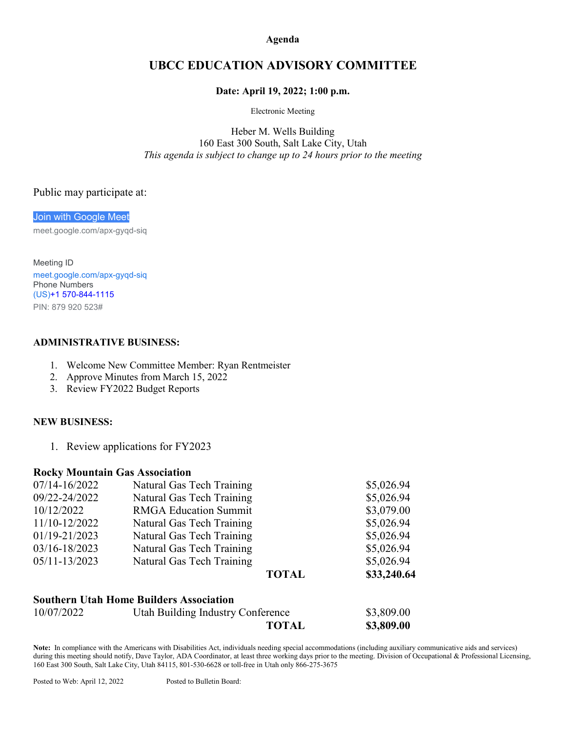**Agenda**

# UBCC EDUCATION ADVISORY COMMITTEE

**Date: April 19, 2022; 1:00 p.m.**

Electronic Meeting

Heber M. Wells Building
160 East 300 South, Salt Lake City, Utah
*This agenda is subject to change up to 24 hours prior to the meeting*

Public may participate at:

Join with Google Meet
meet.google.com/apx-gyqd-siq

Meeting ID
meet.google.com/apx-gyqd-siq
Phone Numbers
(US)+1 570-844-1115
PIN: 879 920 523#

**ADMINISTRATIVE BUSINESS:**

1. Welcome New Committee Member: Ryan Rentmeister
2. Approve Minutes from March 15, 2022
3. Review FY2022 Budget Reports

**NEW BUSINESS:**

1. Review applications for FY2023

**Rocky Mountain Gas Association**

| | | | |
|---|---|---|---|
| 07/14-16/2022 | Natural Gas Tech Training | | $5,026.94 |
| 09/22-24/2022 | Natural Gas Tech Training | | $5,026.94 |
| 10/12/2022 | RMGA Education Summit | | $3,079.00 |
| 11/10-12/2022 | Natural Gas Tech Training | | $5,026.94 |
| 01/19-21/2023 | Natural Gas Tech Training | | $5,026.94 |
| 03/16-18/2023 | Natural Gas Tech Training | | $5,026.94 |
| 05/11-13/2023 | Natural Gas Tech Training | | $5,026.94 |
| | | **TOTAL** | **$33,240.64** |

**Southern Utah Home Builders Association**

| | | | |
|---|---|---|---|
| 10/07/2022 | Utah Building Industry Conference | | $3,809.00 |
| | | **TOTAL** | **$3,809.00** |

**Note:** In compliance with the Americans with Disabilities Act, individuals needing special accommodations (including auxiliary communicative aids and services) during this meeting should notify, Dave Taylor, ADA Coordinator, at least three working days prior to the meeting. Division of Occupational & Professional Licensing, 160 East 300 South, Salt Lake City, Utah 84115, 801-530-6628 or toll-free in Utah only 866-275-3675

Posted to Web: April 12, 2022 Posted to Bulletin Board: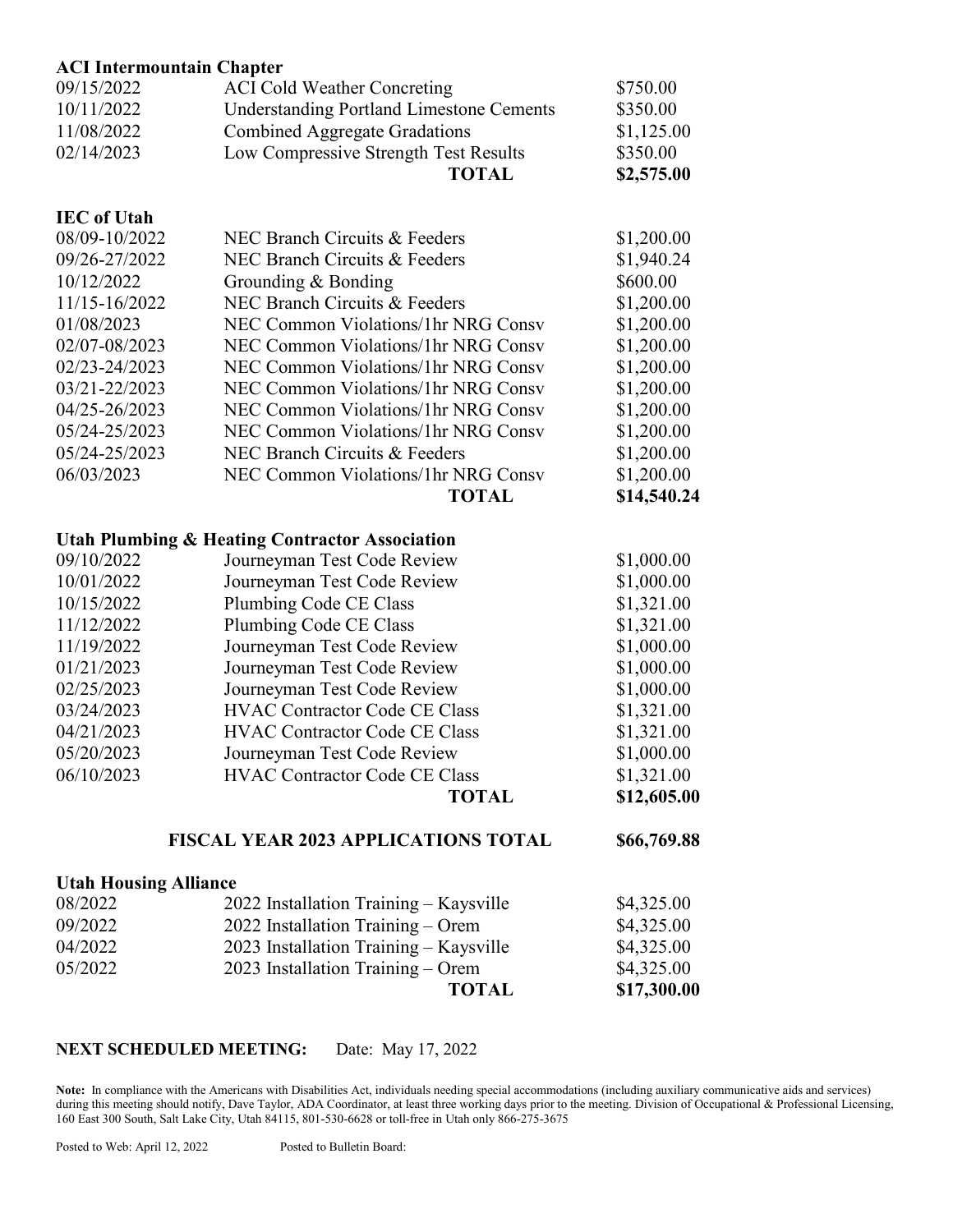**ACI Intermountain Chapter**

| | | |
|---|---|---|
| 09/15/2022 | ACI Cold Weather Concreting | $750.00 |
| 10/11/2022 | Understanding Portland Limestone Cements | $350.00 |
| 11/08/2022 | Combined Aggregate Gradations | $1,125.00 |
| 02/14/2023 | Low Compressive Strength Test Results | $350.00 |
| | **TOTAL** | **$2,575.00** |

**IEC of Utah**

| | | |
|---|---|---|
| 08/09-10/2022 | NEC Branch Circuits & Feeders | $1,200.00 |
| 09/26-27/2022 | NEC Branch Circuits & Feeders | $1,940.24 |
| 10/12/2022 | Grounding & Bonding | $600.00 |
| 11/15-16/2022 | NEC Branch Circuits & Feeders | $1,200.00 |
| 01/08/2023 | NEC Common Violations/1hr NRG Consv | $1,200.00 |
| 02/07-08/2023 | NEC Common Violations/1hr NRG Consv | $1,200.00 |
| 02/23-24/2023 | NEC Common Violations/1hr NRG Consv | $1,200.00 |
| 03/21-22/2023 | NEC Common Violations/1hr NRG Consv | $1,200.00 |
| 04/25-26/2023 | NEC Common Violations/1hr NRG Consv | $1,200.00 |
| 05/24-25/2023 | NEC Common Violations/1hr NRG Consv | $1,200.00 |
| 05/24-25/2023 | NEC Branch Circuits & Feeders | $1,200.00 |
| 06/03/2023 | NEC Common Violations/1hr NRG Consv | $1,200.00 |
| | **TOTAL** | **$14,540.24** |

**Utah Plumbing & Heating Contractor Association**

| | | |
|---|---|---|
| 09/10/2022 | Journeyman Test Code Review | $1,000.00 |
| 10/01/2022 | Journeyman Test Code Review | $1,000.00 |
| 10/15/2022 | Plumbing Code CE Class | $1,321.00 |
| 11/12/2022 | Plumbing Code CE Class | $1,321.00 |
| 11/19/2022 | Journeyman Test Code Review | $1,000.00 |
| 01/21/2023 | Journeyman Test Code Review | $1,000.00 |
| 02/25/2023 | Journeyman Test Code Review | $1,000.00 |
| 03/24/2023 | HVAC Contractor Code CE Class | $1,321.00 |
| 04/21/2023 | HVAC Contractor Code CE Class | $1,321.00 |
| 05/20/2023 | Journeyman Test Code Review | $1,000.00 |
| 06/10/2023 | HVAC Contractor Code CE Class | $1,321.00 |
| | **TOTAL** | **$12,605.00** |

**FISCAL YEAR 2023 APPLICATIONS TOTAL** **$66,769.88**

**Utah Housing Alliance**

| | | |
|---|---|---|
| 08/2022 | 2022 Installation Training – Kaysville | $4,325.00 |
| 09/2022 | 2022 Installation Training – Orem | $4,325.00 |
| 04/2022 | 2023 Installation Training – Kaysville | $4,325.00 |
| 05/2022 | 2023 Installation Training – Orem | $4,325.00 |
| | **TOTAL** | **$17,300.00** |

**NEXT SCHEDULED MEETING:** Date: May 17, 2022

**Note:** In compliance with the Americans with Disabilities Act, individuals needing special accommodations (including auxiliary communicative aids and services) during this meeting should notify, Dave Taylor, ADA Coordinator, at least three working days prior to the meeting. Division of Occupational & Professional Licensing, 160 East 300 South, Salt Lake City, Utah 84115, 801-530-6628 or toll-free in Utah only 866-275-3675

Posted to Web: April 12, 2022 Posted to Bulletin Board: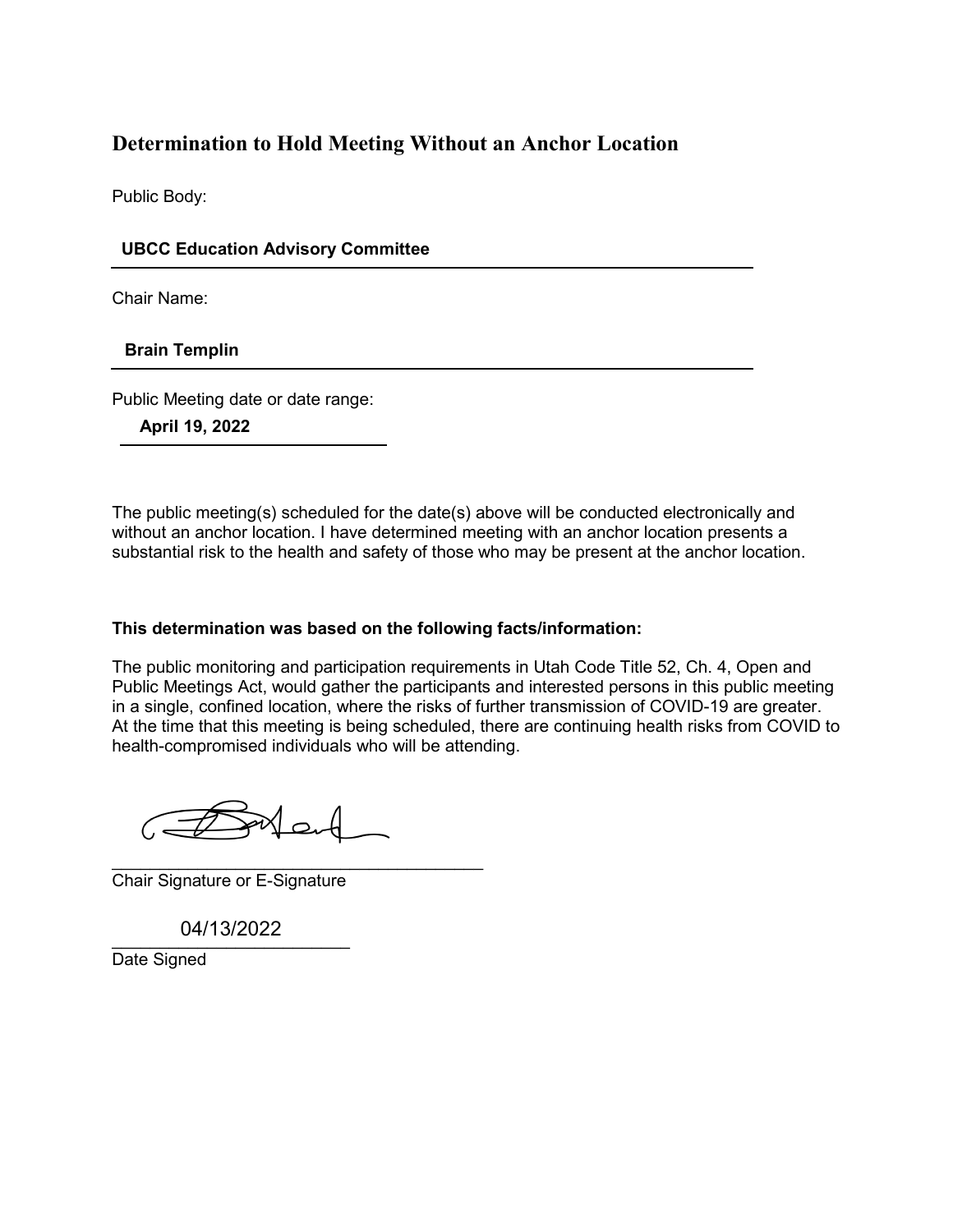## Determination to Hold Meeting Without an Anchor Location

Public Body:

**UBCC Education Advisory Committee**

Chair Name:

**Brain Templin**

Public Meeting date or date range:

**April 19, 2022**

The public meeting(s) scheduled for the date(s) above will be conducted electronically and without an anchor location. I have determined meeting with an anchor location presents a substantial risk to the health and safety of those who may be present at the anchor location.

**This determination was based on the following facts/information:**

The public monitoring and participation requirements in Utah Code Title 52, Ch. 4, Open and Public Meetings Act, would gather the participants and interested persons in this public meeting in a single, confined location, where the risks of further transmission of COVID-19 are greater. At the time that this meeting is being scheduled, there are continuing health risks from COVID to health-compromised individuals who will be attending.

\_\_\_\_\_\_\_\_\_\_\_\_\_\_\_\_\_\_\_\_\_\_\_\_\_\_\_\_\_\_\_\_\_\_\_\_\_\_\_\_
Chair Signature or E-Signature

04/13/2022
\_\_\_\_\_\_\_\_\_\_\_\_\_\_\_\_\_\_\_\_\_\_\_\_\_\_
Date Signed